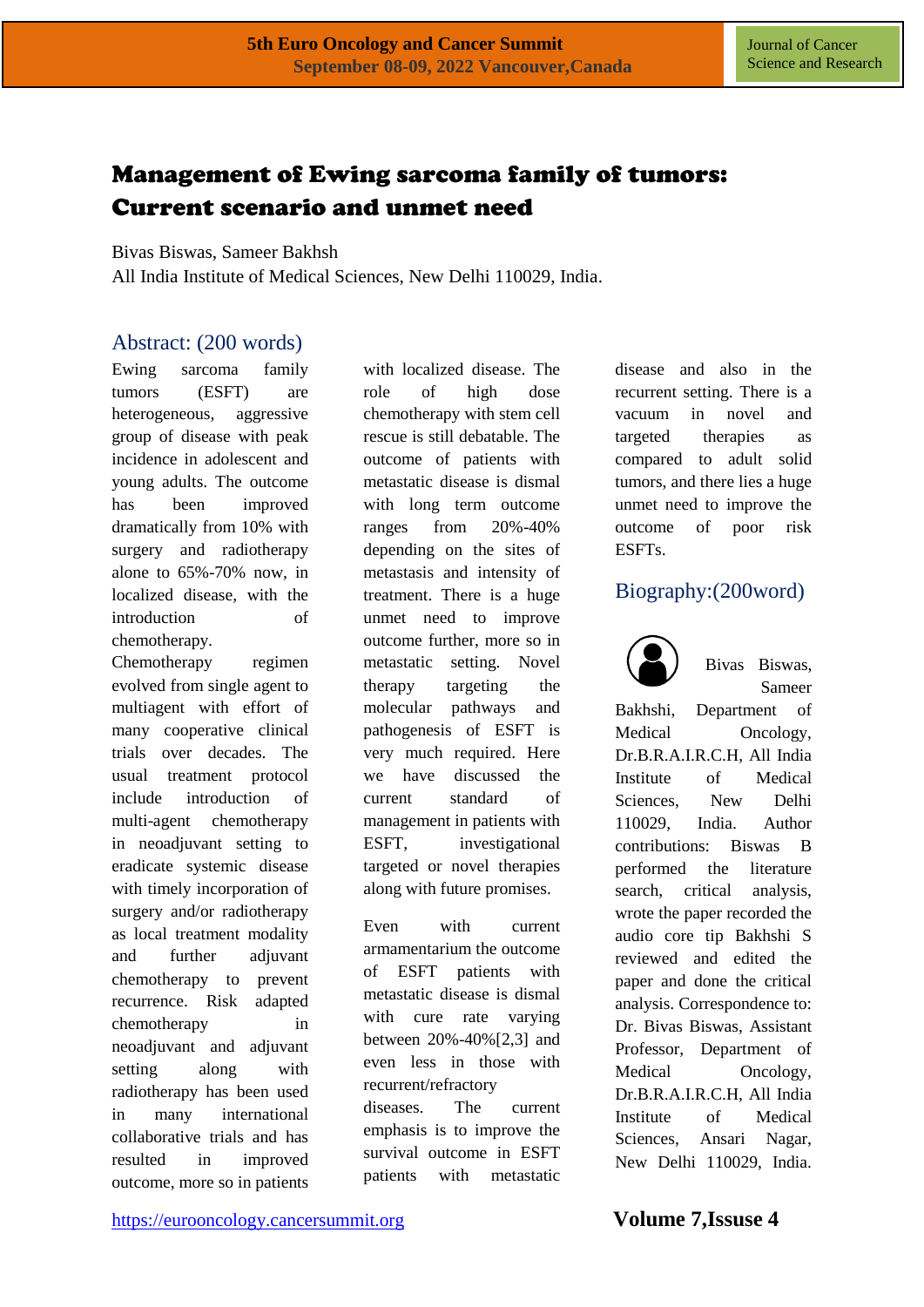# Management of Ewing sarcoma family of tumors: Current scenario and unmet need

Bivas Biswas, Sameer Bakhsh

All India Institute of Medical Sciences, New Delhi 110029, India.

## Abstract: (200 words)

Ewing sarcoma family tumors (ESFT) are heterogeneous, aggressive group of disease with peak incidence in adolescent and young adults. The outcome has been improved dramatically from 10% with surgery and radiotherapy alone to 65%-70% now, in localized disease, with the introduction of chemotherapy. Chemotherapy regimen evolved from single agent to multiagent with effort of many cooperative clinical trials over decades. The usual treatment protocol include introduction of multi-agent chemotherapy in neoadjuvant setting to eradicate systemic disease with timely incorporation of surgery and/or radiotherapy as local treatment modality and further adjuvant chemotherapy to prevent recurrence. Risk adapted chemotherapy in neoadjuvant and adjuvant setting along with radiotherapy has been used in many international collaborative trials and has resulted in improved outcome, more so in patients with localized disease. The role of high dose chemotherapy with stem cell rescue is still debatable. The outcome of patients with metastatic disease is dismal with long term outcome ranges from 20%-40% depending on the sites of metastasis and intensity of treatment. There is a huge unmet need to improve outcome further, more so in metastatic setting. Novel therapy targeting the molecular pathways and pathogenesis of ESFT is very much required. Here we have discussed the current standard of management in patients with ESFT, investigational targeted or novel therapies along with future promises.

Even with current armamentarium the outcome of ESFT patients with metastatic disease is dismal with cure rate varying between 20%-40%[2,3] and even less in those with recurrent/refractory diseases. The current emphasis is to improve the survival outcome in ESFT patients with metastatic disease and also in the recurrent setting. There is a vacuum in novel and targeted therapies as compared to adult solid tumors, and there lies a huge unmet need to improve the outcome of poor risk ESFTs.

## Biography:(200word)

Bivas Biswas, Sameer Bakhshi, Department of Medical Oncology, Dr.B.R.A.I.R.C.H, All India Institute of Medical Sciences, New Delhi 110029, India. Author contributions: Biswas B performed the literature search, critical analysis, wrote the paper recorded the audio core tip Bakhshi S reviewed and edited the paper and done the critical analysis. Correspondence to: Dr. Bivas Biswas, Assistant Professor, Department of Medical Oncology, Dr.B.R.A.I.R.C.H, All India Institute of Medical Sciences, Ansari Nagar, New Delhi 110029, India.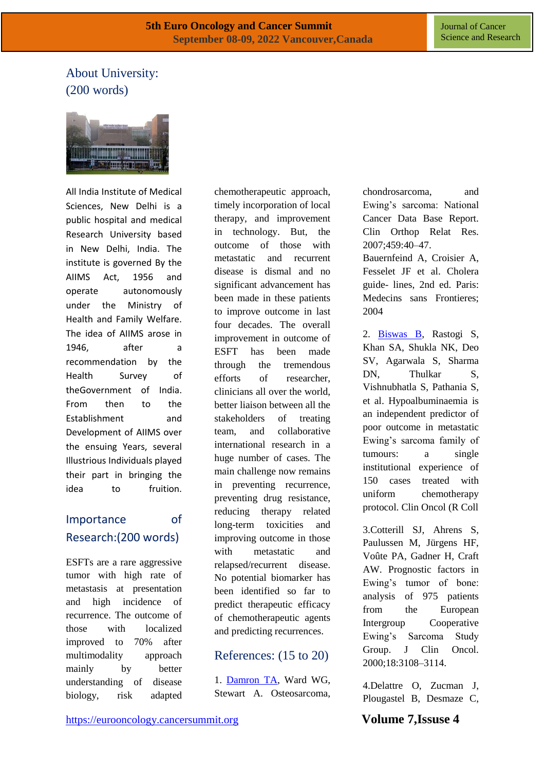## About University: (200 words)

All India Institute of Medical Sciences, New Delhi is a public hospital and medical Research University based in New Delhi, India. The institute is governed By the AIIMS Act, 1956 and operate autonomously under the Ministry of Health and Family Welfare. The idea of AIIMS arose in 1946, after a recommendation by the Health Survey of theGovernment of India. From then to the Establishment and Development of AIIMS over the ensuing Years, several Illustrious Individuals played their part in bringing the idea to fruition.

## Importance of Research:(200 words)

ESFTs are a rare aggressive tumor with high rate of metastasis at presentation and high incidence of recurrence. The outcome of those with localized improved to 70% after multimodality approach mainly by better understanding of disease biology, risk adapted chemotherapeutic approach, timely incorporation of local therapy, and improvement in technology. But, the outcome of those with metastatic and recurrent disease is dismal and no significant advancement has been made in these patients to improve outcome in last four decades. The overall improvement in outcome of ESFT has been made through the tremendous efforts of researcher, clinicians all over the world, better liaison between all the stakeholders of treating team, and collaborative international research in a huge number of cases. The main challenge now remains in preventing recurrence, preventing drug resistance, reducing therapy related long-term toxicities and improving outcome in those with metastatic and relapsed/recurrent disease. No potential biomarker has been identified so far to predict therapeutic efficacy of chemotherapeutic agents and predicting recurrences.

## References: (15 to 20)

1. Damron TA, Ward WG, Stewart A. Osteosarcoma, chondrosarcoma, and Ewing's sarcoma: National Cancer Data Base Report. Clin Orthop Relat Res. 2007;459:40–47. Bauernfeind A, Croisier A, Fesselet JF et al. Cholera guide- lines, 2nd ed. Paris: Medecins sans Frontieres; 2004

2. Biswas B, Rastogi S, Khan SA, Shukla NK, Deo SV, Agarwala S, Sharma DN, Thulkar S, Vishnubhatla S, Pathania S, et al. Hypoalbuminaemia is an independent predictor of poor outcome in metastatic Ewing's sarcoma family of tumours: a single institutional experience of 150 cases treated with uniform chemotherapy protocol. Clin Oncol (R Coll

3. Cotterill SJ, Ahrens S, Paulussen M, Jürgens HF, Voûte PA, Gadner H, Craft AW. Prognostic factors in Ewing's tumor of bone: analysis of 975 patients from the European Intergroup Cooperative Ewing's Sarcoma Study Group. J Clin Oncol. 2000;18:3108–3114.

4. Delattre O, Zucman J, Plougastel B, Desmaze C,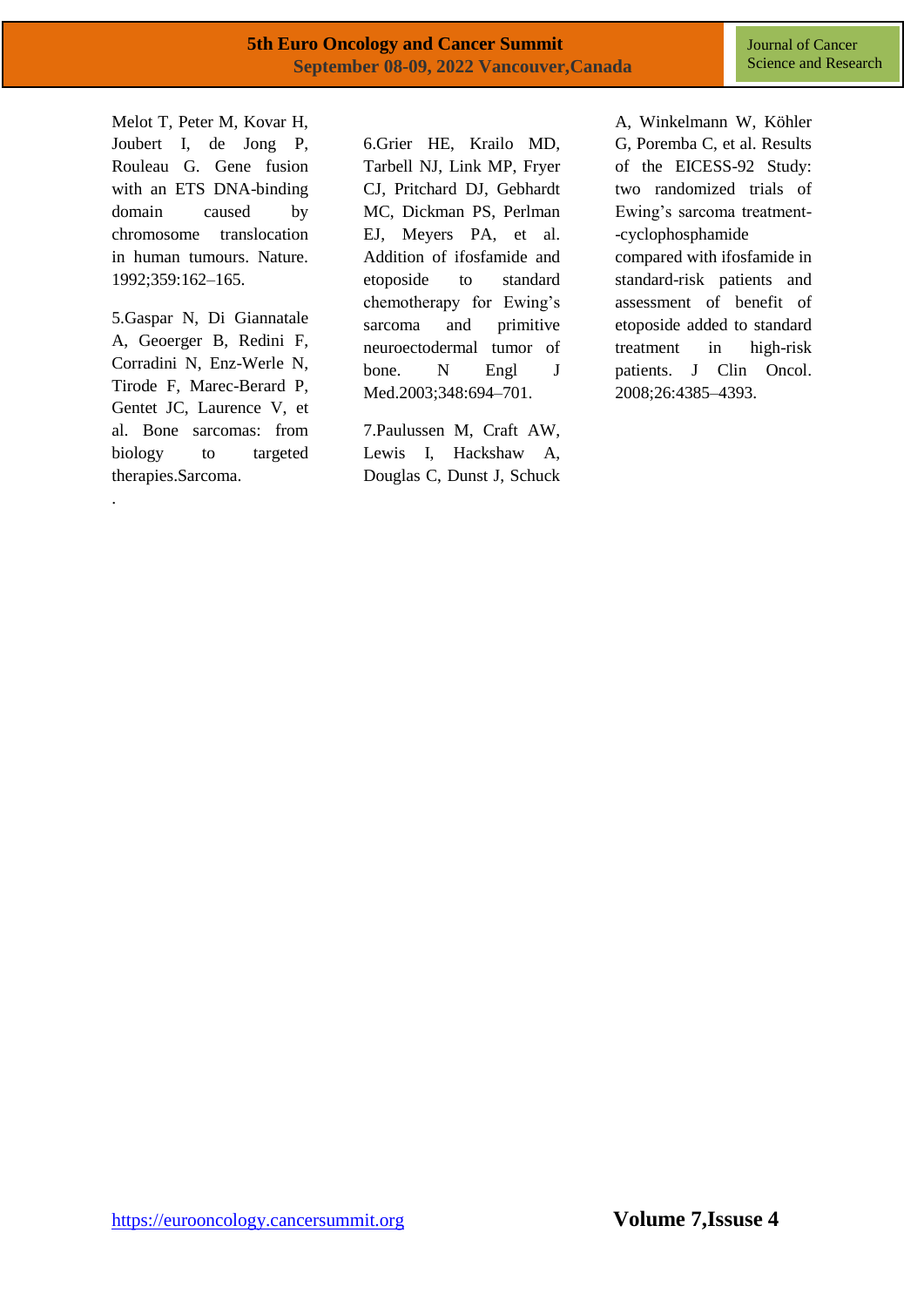Melot T, Peter M, Kovar H, Joubert I, de Jong P, Rouleau G. Gene fusion with an ETS DNA-binding domain caused by chromosome translocation in human tumours. Nature. 1992;359:162–165.

5.Gaspar N, Di Giannatale A, Geoerger B, Redini F, Corradini N, Enz-Werle N, Tirode F, Marec-Berard P, Gentet JC, Laurence V, et al. Bone sarcomas: from biology to targeted therapies.Sarcoma.

.

6.Grier HE, Krailo MD, Tarbell NJ, Link MP, Fryer CJ, Pritchard DJ, Gebhardt MC, Dickman PS, Perlman EJ, Meyers PA, et al. Addition of ifosfamide and etoposide to standard chemotherapy for Ewing's sarcoma and primitive neuroectodermal tumor of bone. N Engl J Med.2003;348:694–701.

7.Paulussen M, Craft AW, Lewis I, Hackshaw A, Douglas C, Dunst J, Schuck A, Winkelmann W, Köhler G, Poremba C, et al. Results of the EICESS-92 Study: two randomized trials of Ewing's sarcoma treatment--cyclophosphamide compared with ifosfamide in standard-risk patients and assessment of benefit of etoposide added to standard treatment in high-risk patients. J Clin Oncol. 2008;26:4385–4393.